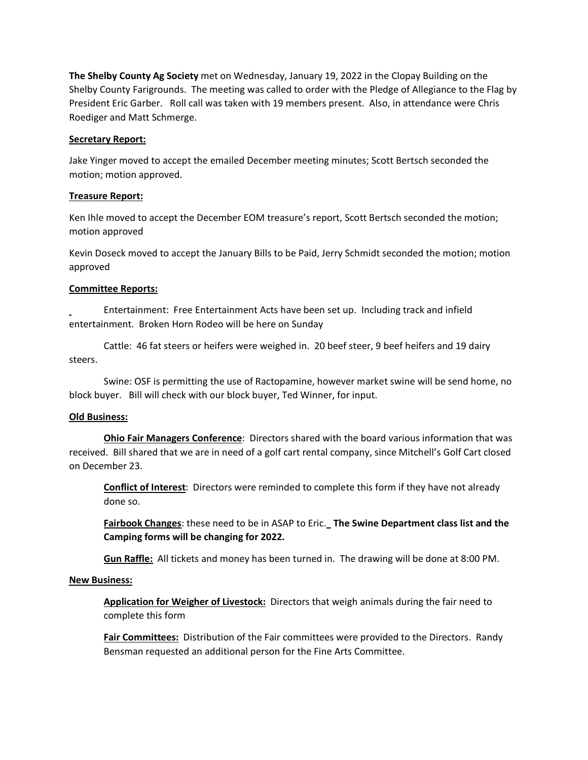**The Shelby County Ag Society** met on Wednesday, January 19, 2022 in the Clopay Building on the Shelby County Farigrounds. The meeting was called to order with the Pledge of Allegiance to the Flag by President Eric Garber. Roll call was taken with 19 members present. Also, in attendance were Chris Roediger and Matt Schmerge.

**Secretary Report:**

Jake Yinger moved to accept the emailed December meeting minutes; Scott Bertsch seconded the motion; motion approved.

**Treasure Report:**

Ken Ihle moved to accept the December EOM treasure's report, Scott Bertsch seconded the motion; motion approved

Kevin Doseck moved to accept the January Bills to be Paid, Jerry Schmidt seconded the motion; motion approved

**Committee Reports:**

Entertainment: Free Entertainment Acts have been set up. Including track and infield entertainment. Broken Horn Rodeo will be here on Sunday

Cattle: 46 fat steers or heifers were weighed in. 20 beef steer, 9 beef heifers and 19 dairy steers.

Swine: OSF is permitting the use of Ractopamine, however market swine will be send home, no block buyer. Bill will check with our block buyer, Ted Winner, for input.

**Old Business:**

**Ohio Fair Managers Conference**: Directors shared with the board various information that was received. Bill shared that we are in need of a golf cart rental company, since Mitchell's Golf Cart closed on December 23.

**Conflict of Interest**: Directors were reminded to complete this form if they have not already done so.

**Fairbook Changes**: these need to be in ASAP to Eric. **The Swine Department class list and the Camping forms will be changing for 2022.**

**Gun Raffle:** All tickets and money has been turned in. The drawing will be done at 8:00 PM.

**New Business:**

**Application for Weigher of Livestock:** Directors that weigh animals during the fair need to complete this form

**Fair Committees:** Distribution of the Fair committees were provided to the Directors. Randy Bensman requested an additional person for the Fine Arts Committee.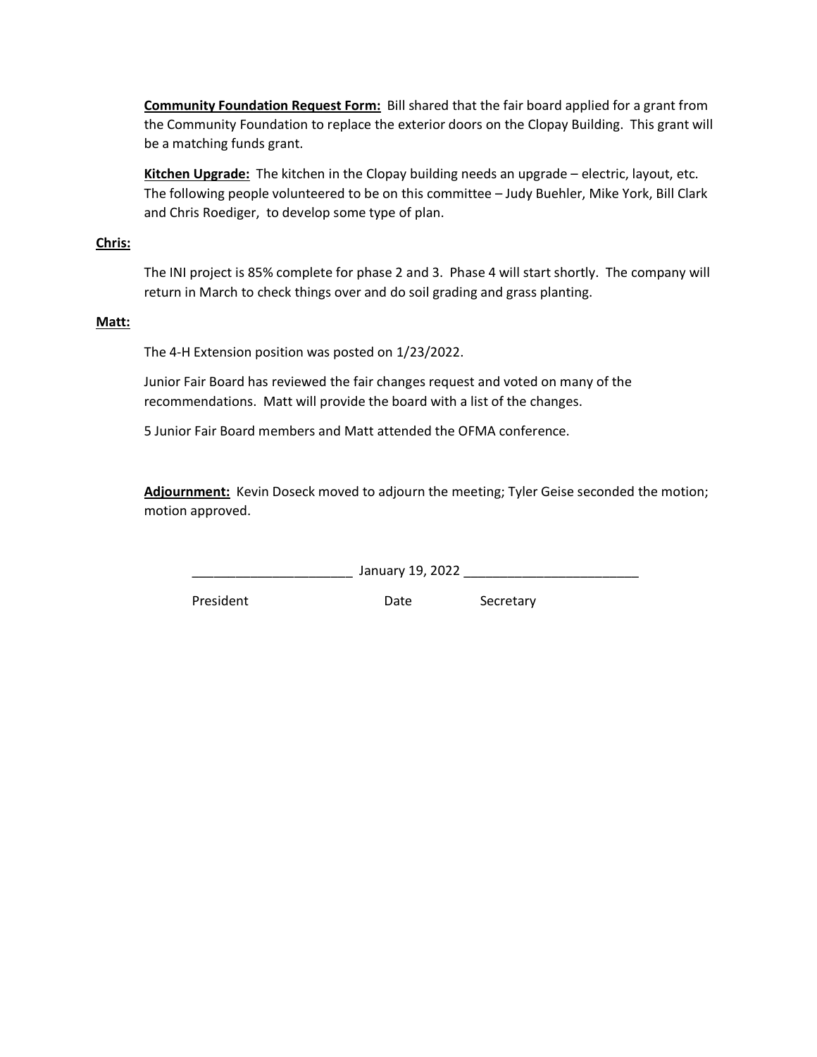**Community Foundation Request Form:** Bill shared that the fair board applied for a grant from the Community Foundation to replace the exterior doors on the Clopay Building. This grant will be a matching funds grant.

**Kitchen Upgrade:** The kitchen in the Clopay building needs an upgrade – electric, layout, etc. The following people volunteered to be on this committee – Judy Buehler, Mike York, Bill Clark and Chris Roediger, to develop some type of plan.

**Chris:**

The INI project is 85% complete for phase 2 and 3. Phase 4 will start shortly. The company will return in March to check things over and do soil grading and grass planting.

**Matt:**

The 4-H Extension position was posted on 1/23/2022.

Junior Fair Board has reviewed the fair changes request and voted on many of the recommendations. Matt will provide the board with a list of the changes.

5 Junior Fair Board members and Matt attended the OFMA conference.

**Adjournment:** Kevin Doseck moved to adjourn the meeting; Tyler Geise seconded the motion; motion approved.

_____________________ January 19, 2022 ________________________

President Date Secretary